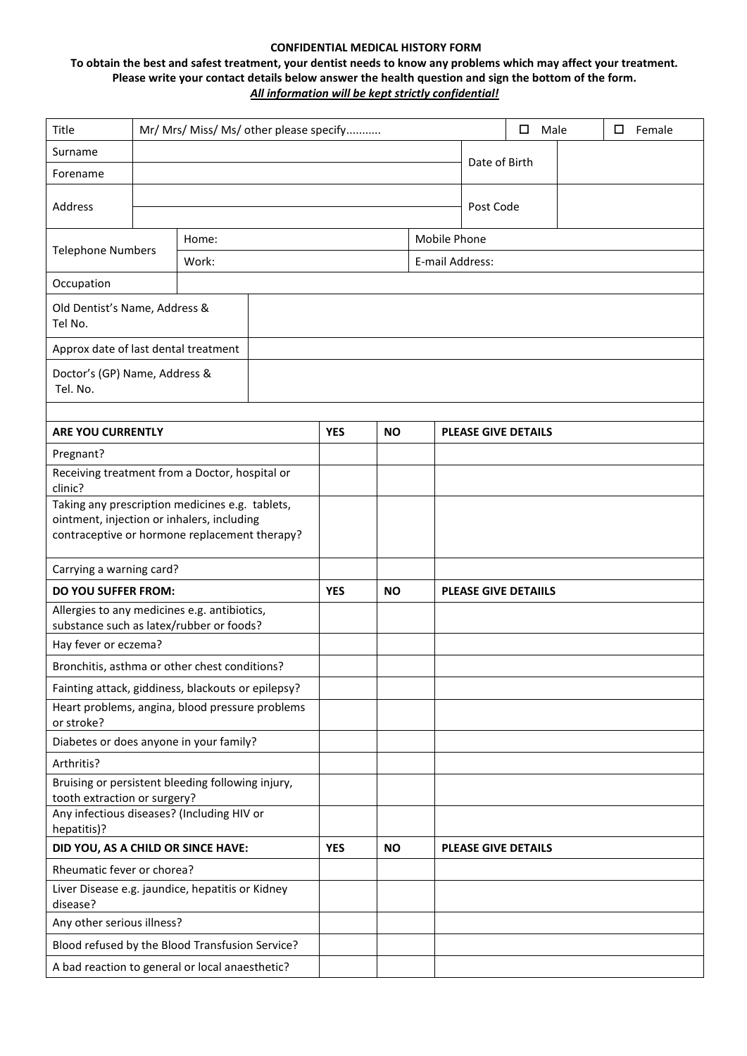**CONFIDENTIAL MEDICAL HISTORY FORM**

**To obtain the best and safest treatment, your dentist needs to know any problems which may affect your treatment.**
**Please write your contact details below answer the health question and sign the bottom of the form.**
***All information will be kept strictly confidential!***

| Title | Mr/ Mrs/ Miss/ Ms/ other please specify........... | ☐ Male | ☐ Female |
|---|---|---|---|
| Surname | | Date of Birth | |
| Forename | | | |
| Address | | Post Code | |
| | | | |

| Telephone Numbers | Home: | Mobile Phone |
|---|---|---|
| | Work: | E-mail Address: |
| Occupation | | |

| | |
|---|---|
| Old Dentist's Name, Address & Tel No. | |
| Approx date of last dental treatment | |
| Doctor's (GP) Name, Address & Tel. No. | |

| **ARE YOU CURRENTLY** | **YES** | **NO** | **PLEASE GIVE DETAILS** |
|---|---|---|---|
| Pregnant? | | | |
| Receiving treatment from a Doctor, hospital or clinic? | | | |
| Taking any prescription medicines e.g. tablets, ointment, injection or inhalers, including contraceptive or hormone replacement therapy? | | | |
| Carrying a warning card? | | | |
| **DO YOU SUFFER FROM:** | **YES** | **NO** | **PLEASE GIVE DETAIILS** |
| Allergies to any medicines e.g. antibiotics, substance such as latex/rubber or foods? | | | |
| Hay fever or eczema? | | | |
| Bronchitis, asthma or other chest conditions? | | | |
| Fainting attack, giddiness, blackouts or epilepsy? | | | |
| Heart problems, angina, blood pressure problems or stroke? | | | |
| Diabetes or does anyone in your family? | | | |
| Arthritis? | | | |
| Bruising or persistent bleeding following injury, tooth extraction or surgery? | | | |
| Any infectious diseases? (Including HIV or hepatitis)? | | | |
| **DID YOU, AS A CHILD OR SINCE HAVE:** | **YES** | **NO** | **PLEASE GIVE DETAILS** |
| Rheumatic fever or chorea? | | | |
| Liver Disease e.g. jaundice, hepatitis or Kidney disease? | | | |
| Any other serious illness? | | | |
| Blood refused by the Blood Transfusion Service? | | | |
| A bad reaction to general or local anaesthetic? | | | |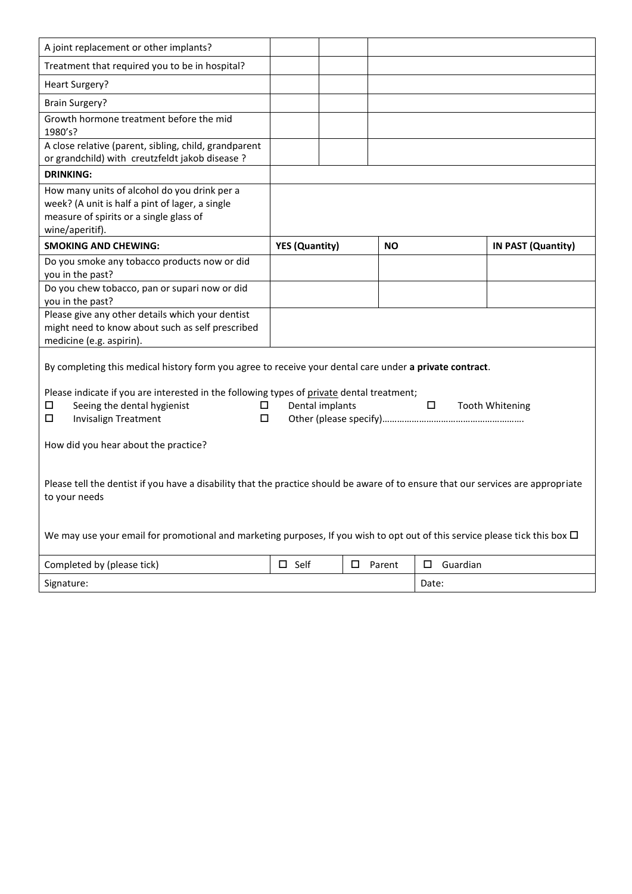| | | | |
|---|---|---|---|
| A joint replacement or other implants? | | | |
| Treatment that required you to be in hospital? | | | |
| Heart Surgery? | | | |
| Brain Surgery? | | | |
| Growth hormone treatment before the mid 1980's? | | | |
| A close relative (parent, sibling, child, grandparent or grandchild) with creutzfeldt jakob disease ? | | | |

| | |
|---|---|
| **DRINKING:** | |
| How many units of alcohol do you drink per a week? (A unit is half a pint of lager, a single measure of spirits or a single glass of wine/aperitif). | |

| **SMOKING AND CHEWING:** | **YES (Quantity)** | **NO** | **IN PAST (Quantity)** |
|---|---|---|---|
| Do you smoke any tobacco products now or did you in the past? | | | |
| Do you chew tobacco, pan or supari now or did you in the past? | | | |
| Please give any other details which your dentist might need to know about such as self prescribed medicine (e.g. aspirin). | | | |

By completing this medical history form you agree to receive your dental care under **a private contract**.

Please indicate if you are interested in the following types of private dental treatment;

- ☐ Seeing the dental hygienist
- ☐ Dental implants
- ☐ Tooth Whitening
- ☐ Invisalign Treatment
- ☐ Other (please specify)……………………………………………….

How did you hear about the practice?

Please tell the dentist if you have a disability that the practice should be aware of to ensure that our services are appropriate to your needs

We may use your email for promotional and marketing purposes, If you wish to opt out of this service please tick this box ☐

| | | | |
|---|---|---|---|
| Completed by (please tick) | ☐ Self | ☐ Parent | ☐ Guardian |
| Signature: | | | Date: |